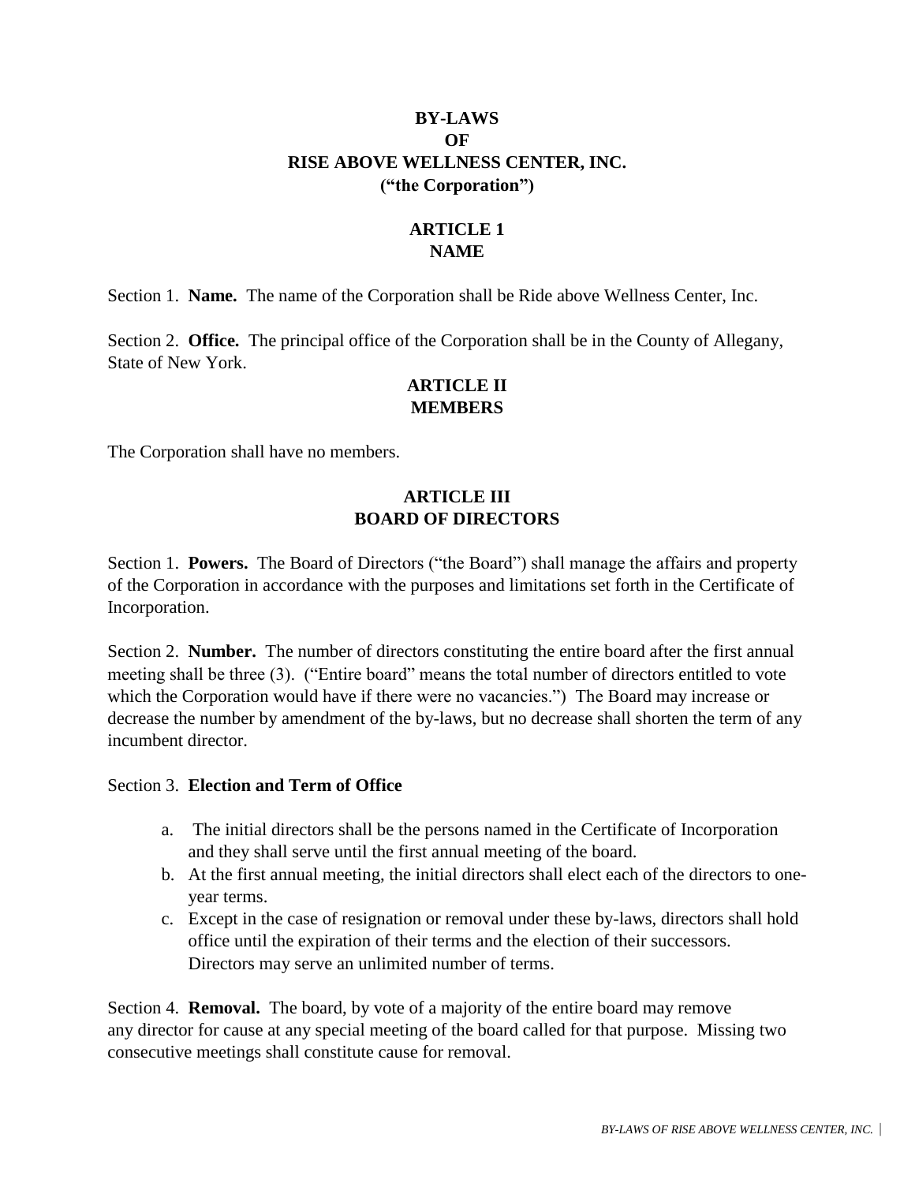# BY-LAWS
# OF
# RISE ABOVE WELLNESS CENTER, INC.
# ("the Corporation")

## ARTICLE 1
## NAME

Section 1. **Name.** The name of the Corporation shall be Ride above Wellness Center, Inc.

Section 2. **Office.** The principal office of the Corporation shall be in the County of Allegany, State of New York.

## ARTICLE II
## MEMBERS

The Corporation shall have no members.

## ARTICLE III
## BOARD OF DIRECTORS

Section 1. **Powers.** The Board of Directors ("the Board") shall manage the affairs and property of the Corporation in accordance with the purposes and limitations set forth in the Certificate of Incorporation.

Section 2. **Number.** The number of directors constituting the entire board after the first annual meeting shall be three (3). ("Entire board" means the total number of directors entitled to vote which the Corporation would have if there were no vacancies.") The Board may increase or decrease the number by amendment of the by-laws, but no decrease shall shorten the term of any incumbent director.

Section 3. **Election and Term of Office**

a. The initial directors shall be the persons named in the Certificate of Incorporation and they shall serve until the first annual meeting of the board.
b. At the first annual meeting, the initial directors shall elect each of the directors to one-year terms.
c. Except in the case of resignation or removal under these by-laws, directors shall hold office until the expiration of their terms and the election of their successors. Directors may serve an unlimited number of terms.

Section 4. **Removal.** The board, by vote of a majority of the entire board may remove any director for cause at any special meeting of the board called for that purpose. Missing two consecutive meetings shall constitute cause for removal.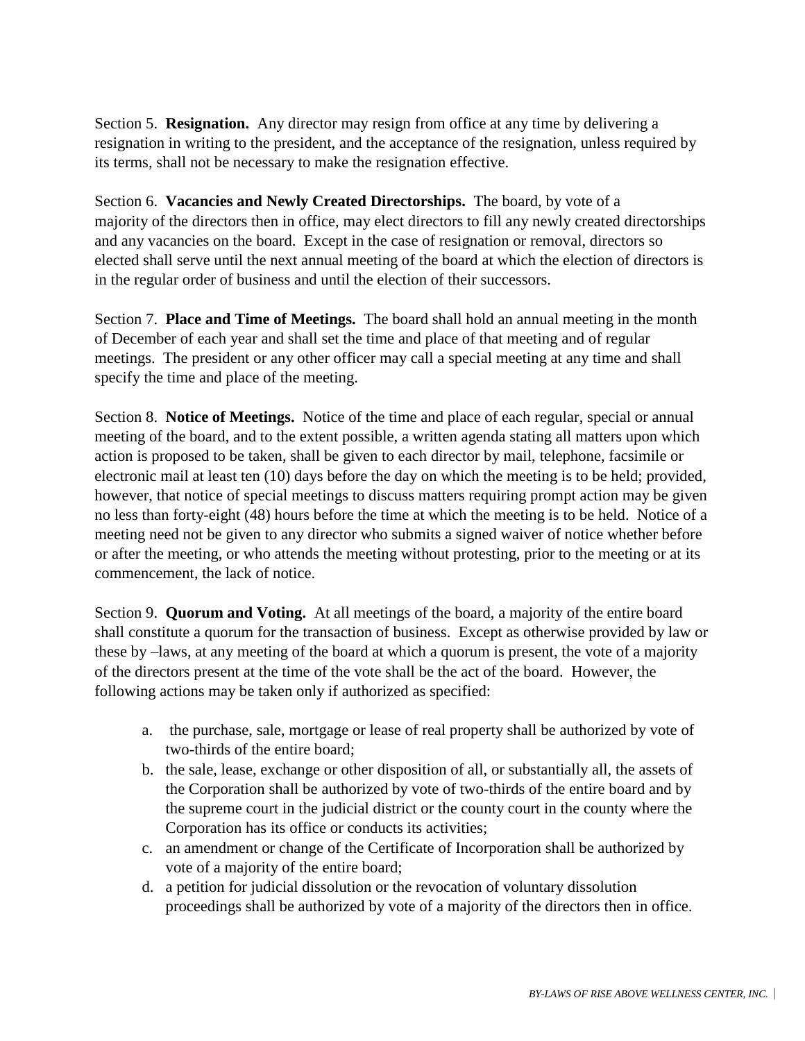Section 5. **Resignation.** Any director may resign from office at any time by delivering a resignation in writing to the president, and the acceptance of the resignation, unless required by its terms, shall not be necessary to make the resignation effective.

Section 6. **Vacancies and Newly Created Directorships.** The board, by vote of a majority of the directors then in office, may elect directors to fill any newly created directorships and any vacancies on the board. Except in the case of resignation or removal, directors so elected shall serve until the next annual meeting of the board at which the election of directors is in the regular order of business and until the election of their successors.

Section 7. **Place and Time of Meetings.** The board shall hold an annual meeting in the month of December of each year and shall set the time and place of that meeting and of regular meetings. The president or any other officer may call a special meeting at any time and shall specify the time and place of the meeting.

Section 8. **Notice of Meetings.** Notice of the time and place of each regular, special or annual meeting of the board, and to the extent possible, a written agenda stating all matters upon which action is proposed to be taken, shall be given to each director by mail, telephone, facsimile or electronic mail at least ten (10) days before the day on which the meeting is to be held; provided, however, that notice of special meetings to discuss matters requiring prompt action may be given no less than forty-eight (48) hours before the time at which the meeting is to be held. Notice of a meeting need not be given to any director who submits a signed waiver of notice whether before or after the meeting, or who attends the meeting without protesting, prior to the meeting or at its commencement, the lack of notice.

Section 9. **Quorum and Voting.** At all meetings of the board, a majority of the entire board shall constitute a quorum for the transaction of business. Except as otherwise provided by law or these by –laws, at any meeting of the board at which a quorum is present, the vote of a majority of the directors present at the time of the vote shall be the act of the board. However, the following actions may be taken only if authorized as specified:

a. the purchase, sale, mortgage or lease of real property shall be authorized by vote of two-thirds of the entire board;
b. the sale, lease, exchange or other disposition of all, or substantially all, the assets of the Corporation shall be authorized by vote of two-thirds of the entire board and by the supreme court in the judicial district or the county court in the county where the Corporation has its office or conducts its activities;
c. an amendment or change of the Certificate of Incorporation shall be authorized by vote of a majority of the entire board;
d. a petition for judicial dissolution or the revocation of voluntary dissolution proceedings shall be authorized by vote of a majority of the directors then in office.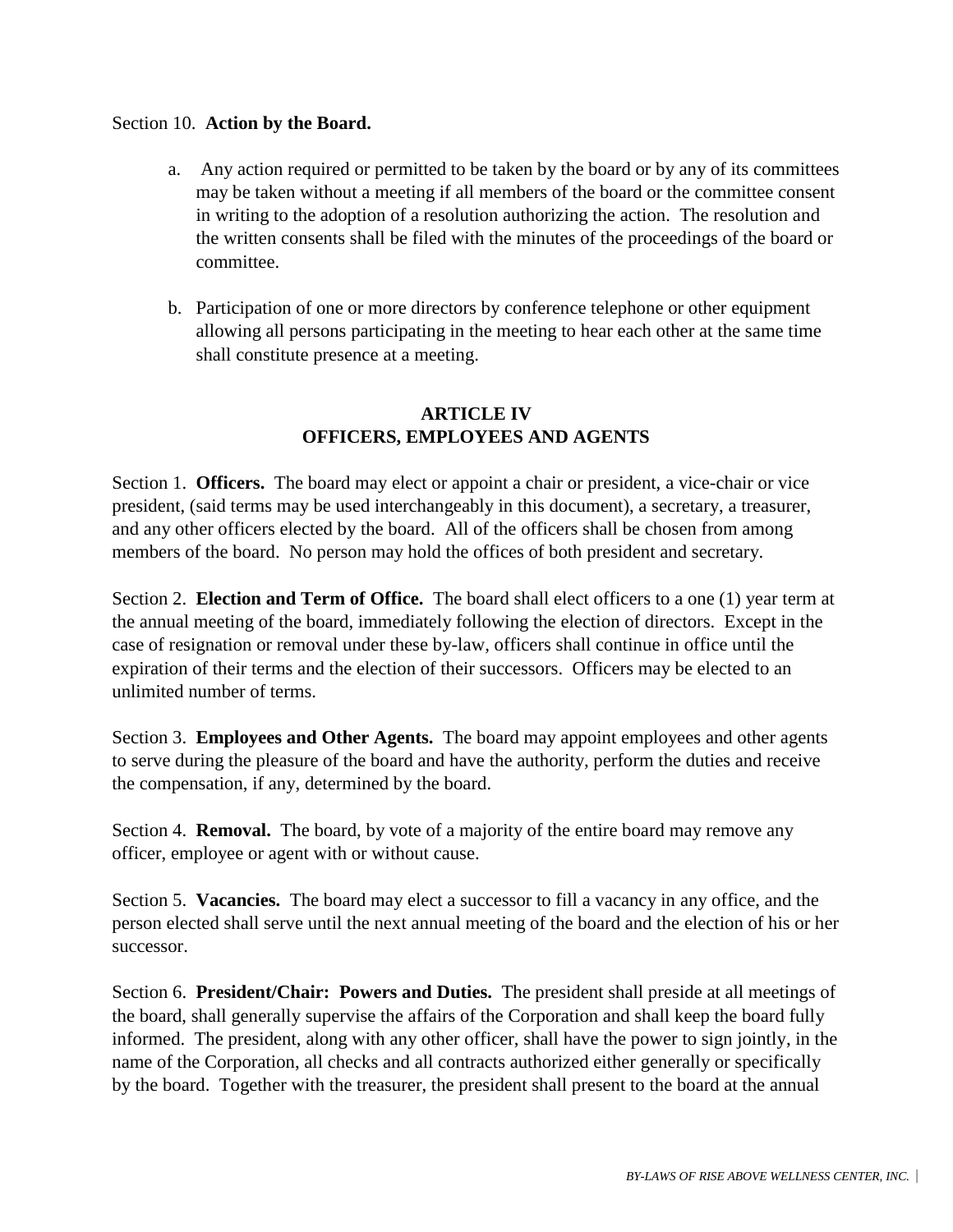Section 10. **Action by the Board.**

a. Any action required or permitted to be taken by the board or by any of its committees may be taken without a meeting if all members of the board or the committee consent in writing to the adoption of a resolution authorizing the action. The resolution and the written consents shall be filed with the minutes of the proceedings of the board or committee.

b. Participation of one or more directors by conference telephone or other equipment allowing all persons participating in the meeting to hear each other at the same time shall constitute presence at a meeting.

## ARTICLE IV
## OFFICERS, EMPLOYEES AND AGENTS

Section 1. **Officers.** The board may elect or appoint a chair or president, a vice-chair or vice president, (said terms may be used interchangeably in this document), a secretary, a treasurer, and any other officers elected by the board. All of the officers shall be chosen from among members of the board. No person may hold the offices of both president and secretary.

Section 2. **Election and Term of Office.** The board shall elect officers to a one (1) year term at the annual meeting of the board, immediately following the election of directors. Except in the case of resignation or removal under these by-law, officers shall continue in office until the expiration of their terms and the election of their successors. Officers may be elected to an unlimited number of terms.

Section 3. **Employees and Other Agents.** The board may appoint employees and other agents to serve during the pleasure of the board and have the authority, perform the duties and receive the compensation, if any, determined by the board.

Section 4. **Removal.** The board, by vote of a majority of the entire board may remove any officer, employee or agent with or without cause.

Section 5. **Vacancies.** The board may elect a successor to fill a vacancy in any office, and the person elected shall serve until the next annual meeting of the board and the election of his or her successor.

Section 6. **President/Chair: Powers and Duties.** The president shall preside at all meetings of the board, shall generally supervise the affairs of the Corporation and shall keep the board fully informed. The president, along with any other officer, shall have the power to sign jointly, in the name of the Corporation, all checks and all contracts authorized either generally or specifically by the board. Together with the treasurer, the president shall present to the board at the annual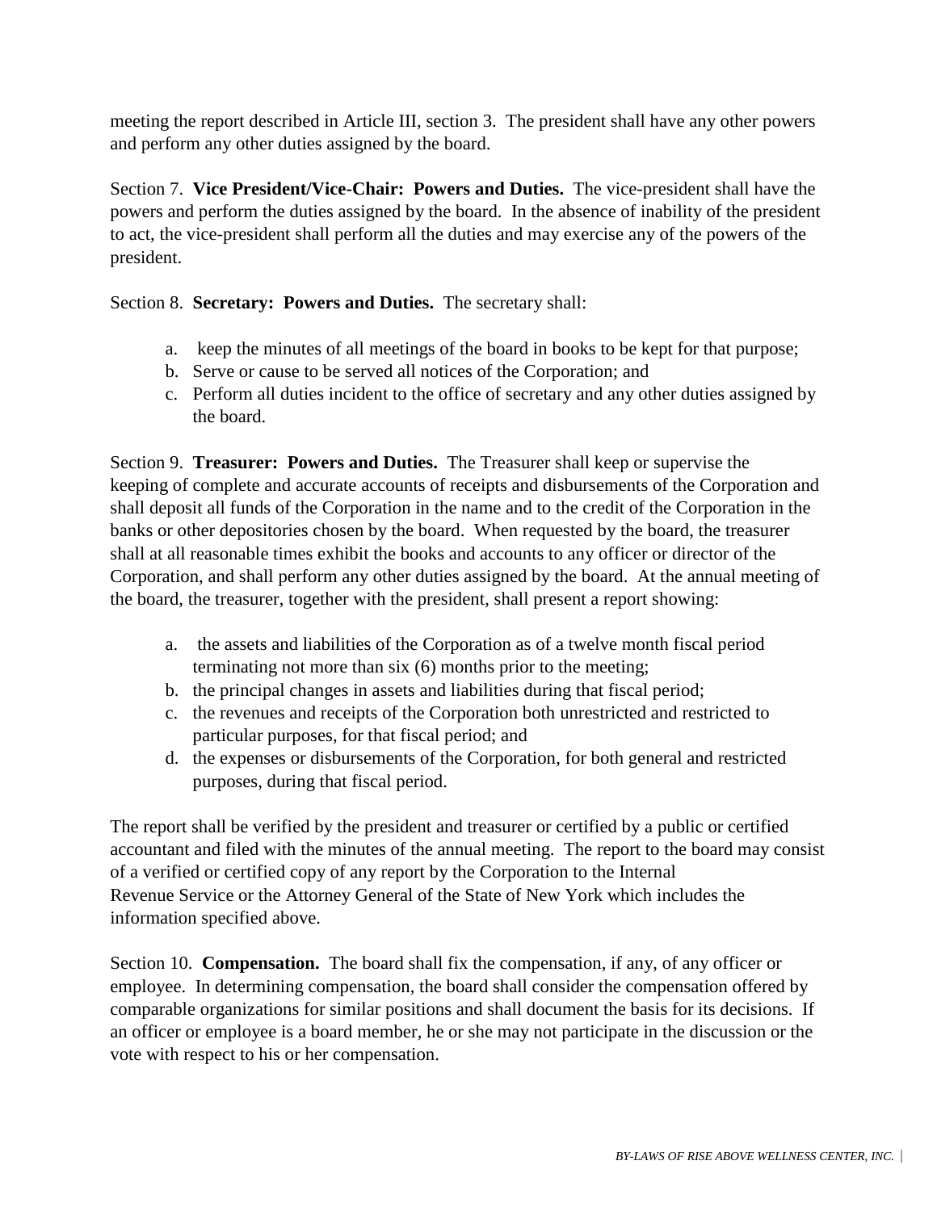meeting the report described in Article III, section 3. The president shall have any other powers and perform any other duties assigned by the board.

Section 7. **Vice President/Vice-Chair: Powers and Duties.** The vice-president shall have the powers and perform the duties assigned by the board. In the absence of inability of the president to act, the vice-president shall perform all the duties and may exercise any of the powers of the president.

Section 8. **Secretary: Powers and Duties.** The secretary shall:

a. keep the minutes of all meetings of the board in books to be kept for that purpose;
b. Serve or cause to be served all notices of the Corporation; and
c. Perform all duties incident to the office of secretary and any other duties assigned by the board.

Section 9. **Treasurer: Powers and Duties.** The Treasurer shall keep or supervise the keeping of complete and accurate accounts of receipts and disbursements of the Corporation and shall deposit all funds of the Corporation in the name and to the credit of the Corporation in the banks or other depositories chosen by the board. When requested by the board, the treasurer shall at all reasonable times exhibit the books and accounts to any officer or director of the Corporation, and shall perform any other duties assigned by the board. At the annual meeting of the board, the treasurer, together with the president, shall present a report showing:

a. the assets and liabilities of the Corporation as of a twelve month fiscal period terminating not more than six (6) months prior to the meeting;
b. the principal changes in assets and liabilities during that fiscal period;
c. the revenues and receipts of the Corporation both unrestricted and restricted to particular purposes, for that fiscal period; and
d. the expenses or disbursements of the Corporation, for both general and restricted purposes, during that fiscal period.

The report shall be verified by the president and treasurer or certified by a public or certified accountant and filed with the minutes of the annual meeting. The report to the board may consist of a verified or certified copy of any report by the Corporation to the Internal Revenue Service or the Attorney General of the State of New York which includes the information specified above.

Section 10. **Compensation.** The board shall fix the compensation, if any, of any officer or employee. In determining compensation, the board shall consider the compensation offered by comparable organizations for similar positions and shall document the basis for its decisions. If an officer or employee is a board member, he or she may not participate in the discussion or the vote with respect to his or her compensation.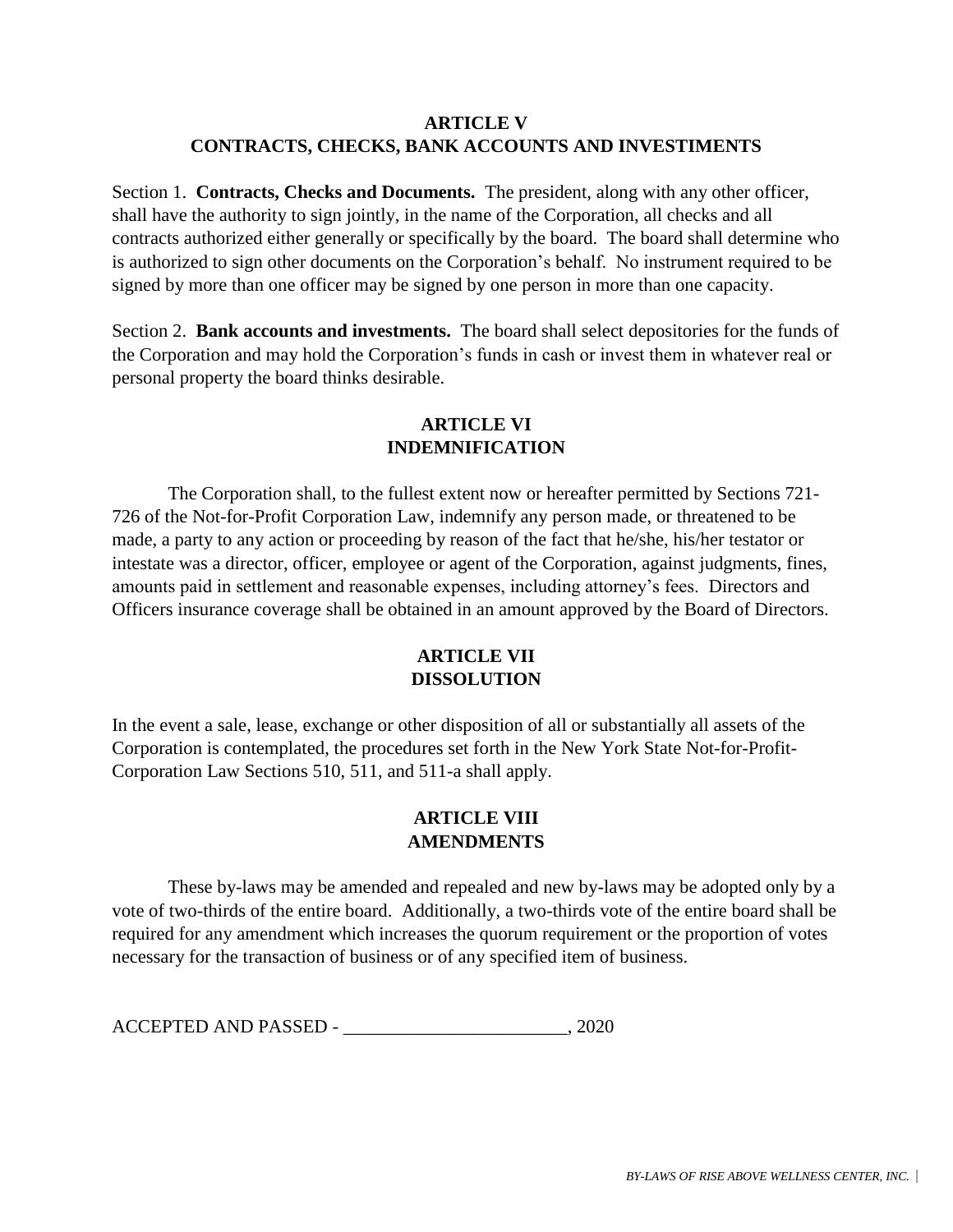## ARTICLE V
## CONTRACTS, CHECKS, BANK ACCOUNTS AND INVESTIMENTS

Section 1. **Contracts, Checks and Documents.** The president, along with any other officer, shall have the authority to sign jointly, in the name of the Corporation, all checks and all contracts authorized either generally or specifically by the board. The board shall determine who is authorized to sign other documents on the Corporation's behalf. No instrument required to be signed by more than one officer may be signed by one person in more than one capacity.

Section 2. **Bank accounts and investments.** The board shall select depositories for the funds of the Corporation and may hold the Corporation's funds in cash or invest them in whatever real or personal property the board thinks desirable.

## ARTICLE VI
## INDEMNIFICATION

The Corporation shall, to the fullest extent now or hereafter permitted by Sections 721-726 of the Not-for-Profit Corporation Law, indemnify any person made, or threatened to be made, a party to any action or proceeding by reason of the fact that he/she, his/her testator or intestate was a director, officer, employee or agent of the Corporation, against judgments, fines, amounts paid in settlement and reasonable expenses, including attorney's fees. Directors and Officers insurance coverage shall be obtained in an amount approved by the Board of Directors.

## ARTICLE VII
## DISSOLUTION

In the event a sale, lease, exchange or other disposition of all or substantially all assets of the Corporation is contemplated, the procedures set forth in the New York State Not-for-Profit-Corporation Law Sections 510, 511, and 511-a shall apply.

## ARTICLE VIII
## AMENDMENTS

These by-laws may be amended and repealed and new by-laws may be adopted only by a vote of two-thirds of the entire board. Additionally, a two-thirds vote of the entire board shall be required for any amendment which increases the quorum requirement or the proportion of votes necessary for the transaction of business or of any specified item of business.

ACCEPTED AND PASSED - ________________________, 2020